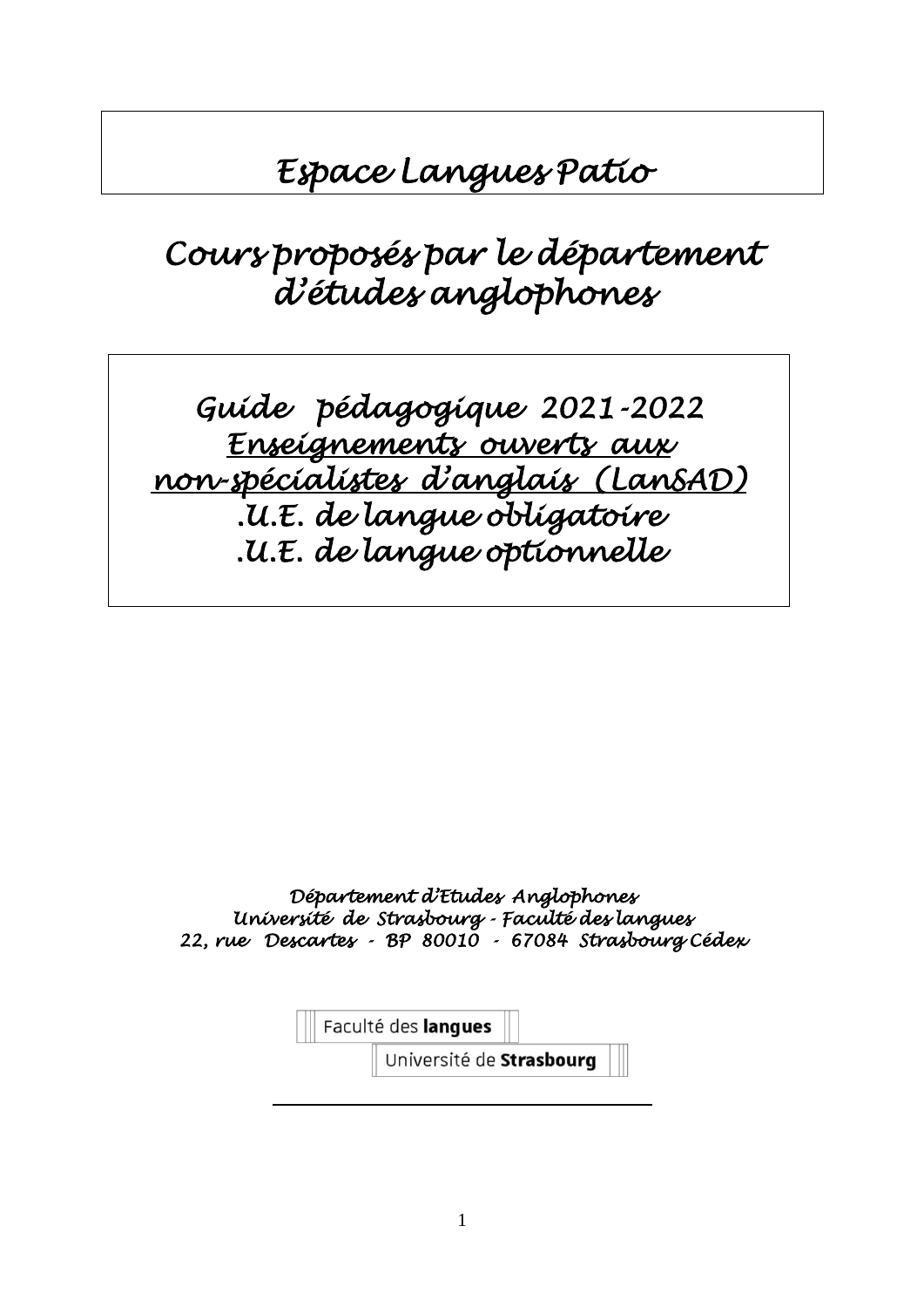# Espace Langues Patio

## Cours proposés par le département d'études anglophones

## Guide pédagogique 2021-2022

**Enseignements ouverts aux non-spécialistes d'anglais (LanSAD)**

.U.E. de langue obligatoire

.U.E. de langue optionnelle

Département d'Etudes Anglophones

Université de Strasbourg - Faculté des langues

22, rue Descartes - BP 80010 - 67084 Strasbourg Cédex

Faculté des **langues**

Université de **Strasbourg**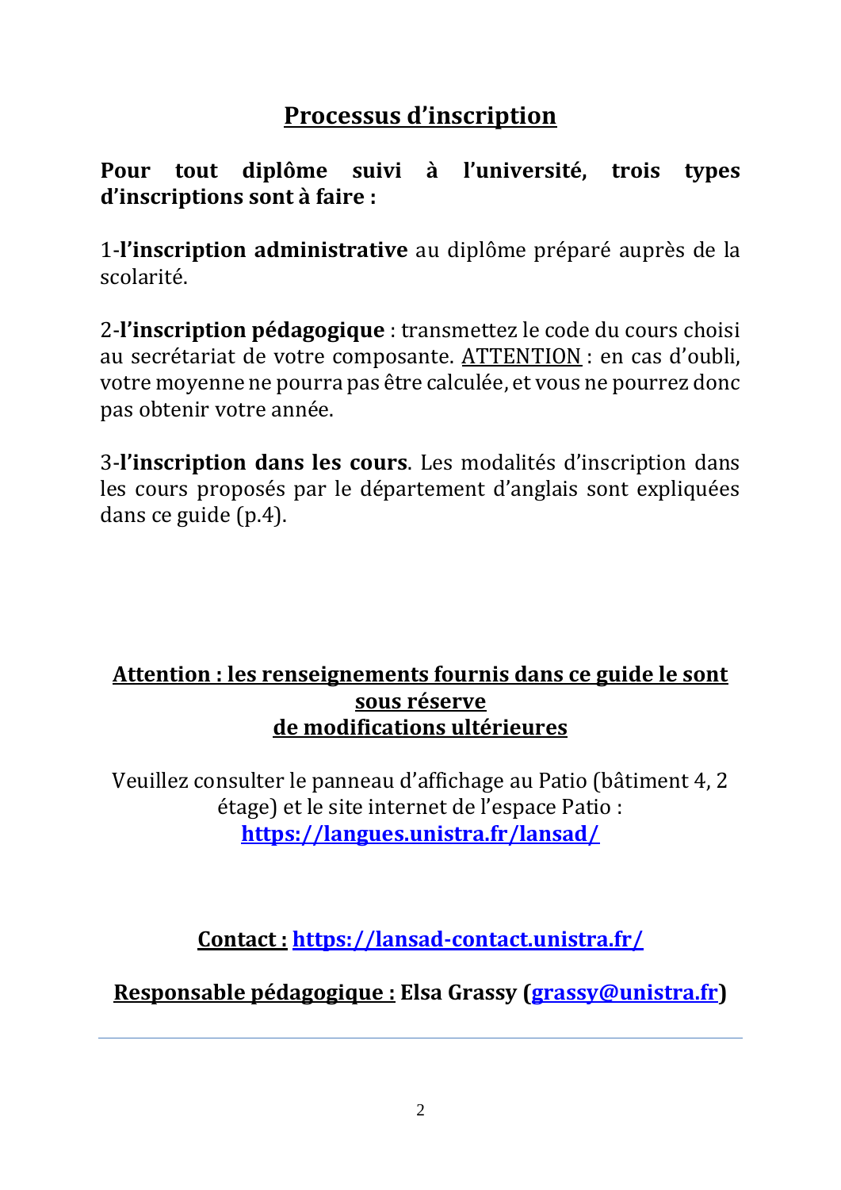# Processus d’inscription

**Pour tout diplôme suivi à l’université, trois types d’inscriptions sont à faire :**

1-**l’inscription administrative** au diplôme préparé auprès de la scolarité.

2-**l’inscription pédagogique** : transmettez le code du cours choisi au secrétariat de votre composante. ATTENTION : en cas d’oubli, votre moyenne ne pourra pas être calculée, et vous ne pourrez donc pas obtenir votre année.

3-**l’inscription dans les cours**. Les modalités d’inscription dans les cours proposés par le département d’anglais sont expliquées dans ce guide (p.4).

**Attention : les renseignements fournis dans ce guide le sont sous réserve de modifications ultérieures**

Veuillez consulter le panneau d’affichage au Patio (bâtiment 4, 2 étage) et le site internet de l’espace Patio : **https://langues.unistra.fr/lansad/**

**Contact : https://lansad-contact.unistra.fr/**

**Responsable pédagogique : Elsa Grassy (grassy@unistra.fr)**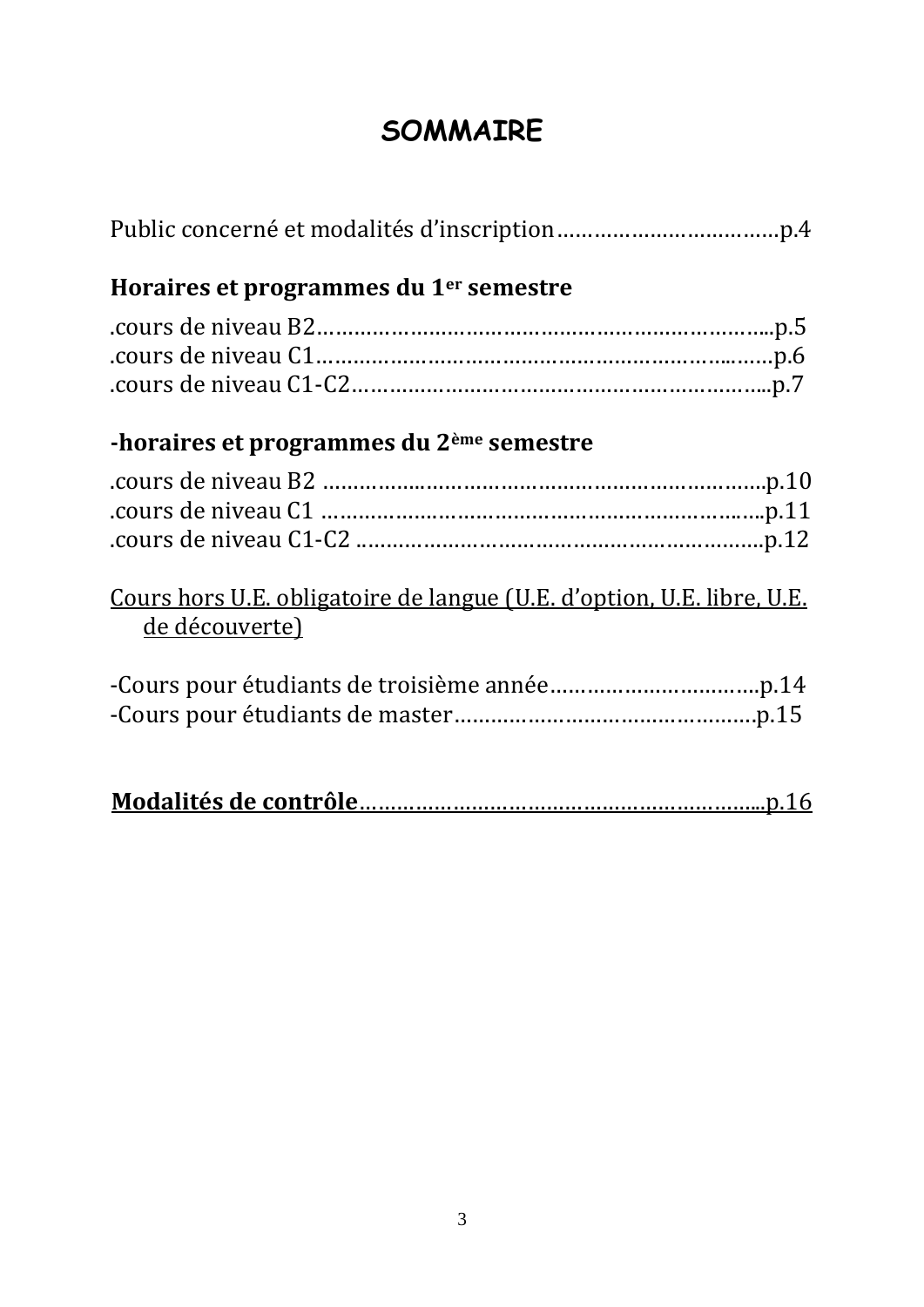# SOMMAIRE

Public concerné et modalités d'inscription……………………………….p.4

**Horaires et programmes du 1er semestre**

.cours de niveau B2……………………………………………………………...p.5
.cours de niveau C1…………………………………………………………..….p.6
.cours de niveau C1-C2………………………………………………………...p.7

**-horaires et programmes du 2ème semestre**

.cours de niveau B2 ……………………………………………………………..p.10
.cours de niveau C1 ……………………………………………………………..p.11
.cours de niveau C1-C2 …………………………………………………………p.12

<u>Cours hors U.E. obligatoire de langue (U.E. d'option, U.E. libre, U.E. de découverte)</u>

-Cours pour étudiants de troisième année…………………………….p.14
-Cours pour étudiants de master…………………………………………p.15

<u>**Modalités de contrôle**……………………………………………………….p.16</u>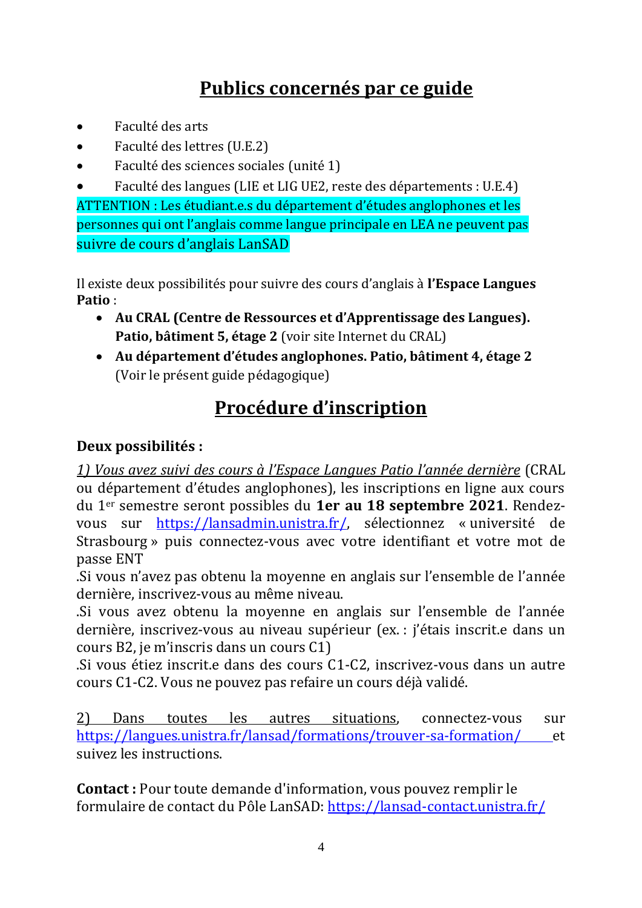# Publics concernés par ce guide

- Faculté des arts
- Faculté des lettres (U.E.2)
- Faculté des sciences sociales (unité 1)
- Faculté des langues (LIE et LIG UE2, reste des départements : U.E.4)

ATTENTION : Les étudiant.e.s du département d'études anglophones et les personnes qui ont l'anglais comme langue principale en LEA ne peuvent pas suivre de cours d'anglais LanSAD

Il existe deux possibilités pour suivre des cours d'anglais à **l'Espace Langues Patio** :

- **Au CRAL (Centre de Ressources et d'Apprentissage des Langues). Patio, bâtiment 5, étage 2** (voir site Internet du CRAL)
- **Au département d'études anglophones. Patio, bâtiment 4, étage 2** (Voir le présent guide pédagogique)

# Procédure d'inscription

**Deux possibilités :**

*1) Vous avez suivi des cours à l'Espace Langues Patio l'année dernière* (CRAL ou département d'études anglophones), les inscriptions en ligne aux cours du 1er semestre seront possibles du **1er au 18 septembre 2021**. Rendez-vous sur https://lansadmin.unistra.fr/, sélectionnez « université de Strasbourg » puis connectez-vous avec votre identifiant et votre mot de passe ENT

.Si vous n'avez pas obtenu la moyenne en anglais sur l'ensemble de l'année dernière, inscrivez-vous au même niveau.

.Si vous avez obtenu la moyenne en anglais sur l'ensemble de l'année dernière, inscrivez-vous au niveau supérieur (ex. : j'étais inscrit.e dans un cours B2, je m'inscris dans un cours C1)

.Si vous étiez inscrit.e dans des cours C1-C2, inscrivez-vous dans un autre cours C1-C2. Vous ne pouvez pas refaire un cours déjà validé.

2) Dans toutes les autres situations, connectez-vous sur https://langues.unistra.fr/lansad/formations/trouver-sa-formation/ et suivez les instructions.

**Contact :** Pour toute demande d'information, vous pouvez remplir le formulaire de contact du Pôle LanSAD: https://lansad-contact.unistra.fr/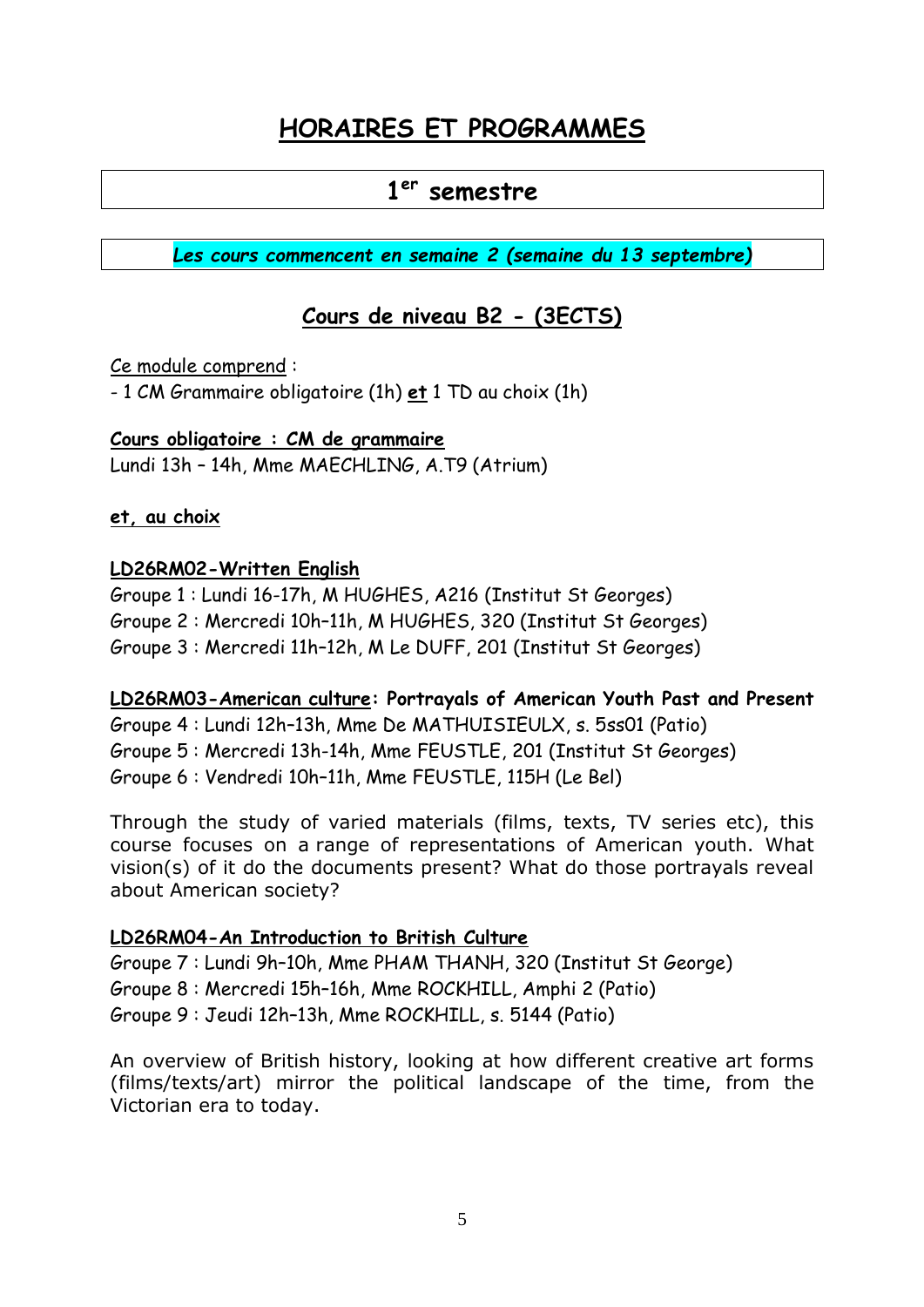# HORAIRES ET PROGRAMMES

## 1er semestre

***Les cours commencent en semaine 2 (semaine du 13 septembre)***

## Cours de niveau B2 - (3ECTS)

Ce module comprend :

- 1 CM Grammaire obligatoire (1h) **et** 1 TD au choix (1h)

**Cours obligatoire : CM de grammaire**
Lundi 13h – 14h, Mme MAECHLING, A.T9 (Atrium)

**et, au choix**

**LD26RM02-Written English**
Groupe 1 : Lundi 16-17h, M HUGHES, A216 (Institut St Georges)
Groupe 2 : Mercredi 10h–11h, M HUGHES, 320 (Institut St Georges)
Groupe 3 : Mercredi 11h–12h, M Le DUFF, 201 (Institut St Georges)

**LD26RM03-American culture: Portrayals of American Youth Past and Present**
Groupe 4 : Lundi 12h–13h, Mme De MATHUISIEULX, s. 5ss01 (Patio)
Groupe 5 : Mercredi 13h-14h, Mme FEUSTLE, 201 (Institut St Georges)
Groupe 6 : Vendredi 10h–11h, Mme FEUSTLE, 115H (Le Bel)

Through the study of varied materials (films, texts, TV series etc), this course focuses on a range of representations of American youth. What vision(s) of it do the documents present? What do those portrayals reveal about American society?

**LD26RM04-An Introduction to British Culture**
Groupe 7 : Lundi 9h–10h, Mme PHAM THANH, 320 (Institut St George)
Groupe 8 : Mercredi 15h–16h, Mme ROCKHILL, Amphi 2 (Patio)
Groupe 9 : Jeudi 12h–13h, Mme ROCKHILL, s. 5144 (Patio)

An overview of British history, looking at how different creative art forms (films/texts/art) mirror the political landscape of the time, from the Victorian era to today.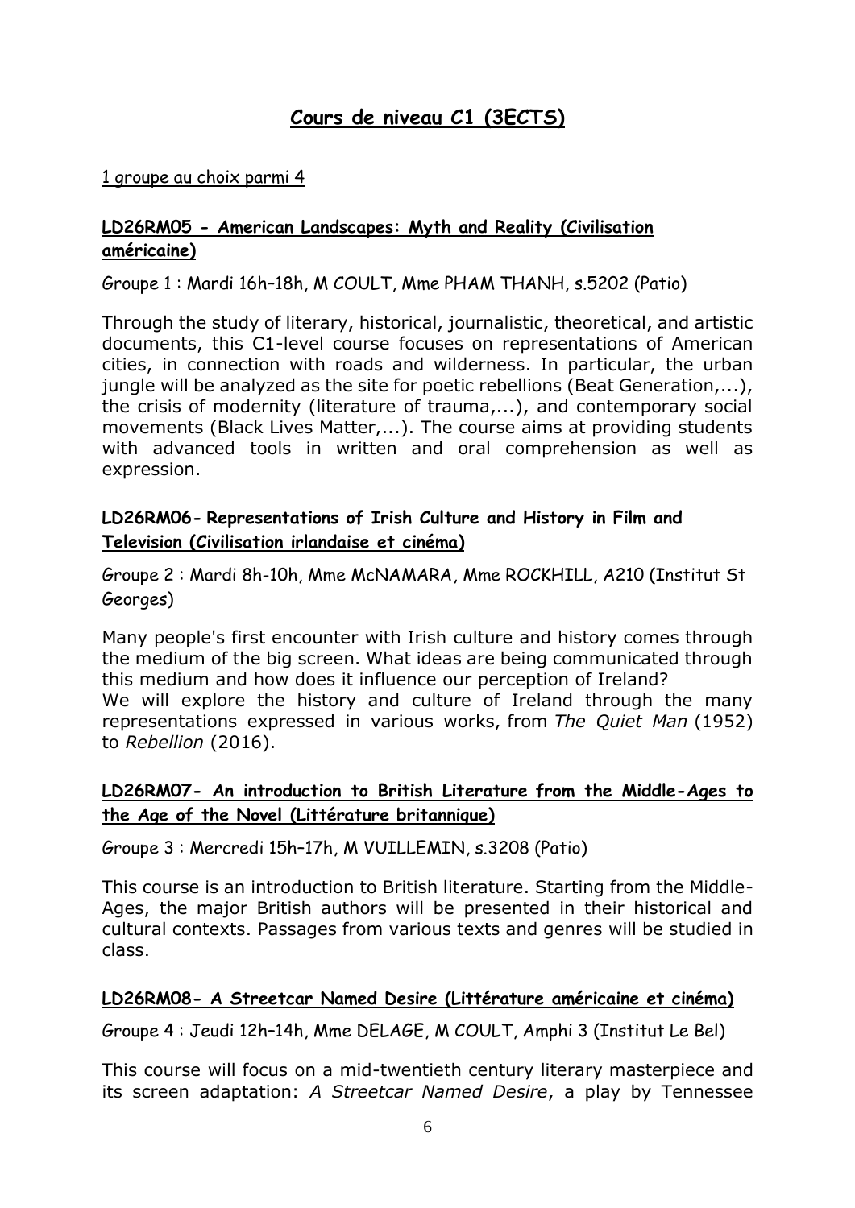# Cours de niveau C1 (3ECTS)

1 groupe au choix parmi 4

## LD26RM05 - American Landscapes: Myth and Reality (Civilisation américaine)

Groupe 1 : Mardi 16h–18h, M COULT, Mme PHAM THANH, s.5202 (Patio)

Through the study of literary, historical, journalistic, theoretical, and artistic documents, this C1-level course focuses on representations of American cities, in connection with roads and wilderness. In particular, the urban jungle will be analyzed as the site for poetic rebellions (Beat Generation,...), the crisis of modernity (literature of trauma,...), and contemporary social movements (Black Lives Matter,...). The course aims at providing students with advanced tools in written and oral comprehension as well as expression.

## LD26RM06- Representations of Irish Culture and History in Film and Television (Civilisation irlandaise et cinéma)

Groupe 2 : Mardi 8h-10h, Mme McNAMARA, Mme ROCKHILL, A210 (Institut St Georges)

Many people's first encounter with Irish culture and history comes through the medium of the big screen. What ideas are being communicated through this medium and how does it influence our perception of Ireland?
We will explore the history and culture of Ireland through the many representations expressed in various works, from *The Quiet Man* (1952) to *Rebellion* (2016).

## LD26RM07- An introduction to British Literature from the Middle-Ages to the Age of the Novel (Littérature britannique)

Groupe 3 : Mercredi 15h–17h, M VUILLEMIN, s.3208 (Patio)

This course is an introduction to British literature. Starting from the Middle-Ages, the major British authors will be presented in their historical and cultural contexts. Passages from various texts and genres will be studied in class.

## LD26RM08- A Streetcar Named Desire (Littérature américaine et cinéma)

Groupe 4 : Jeudi 12h–14h, Mme DELAGE, M COULT, Amphi 3 (Institut Le Bel)

This course will focus on a mid-twentieth century literary masterpiece and its screen adaptation: *A Streetcar Named Desire*, a play by Tennessee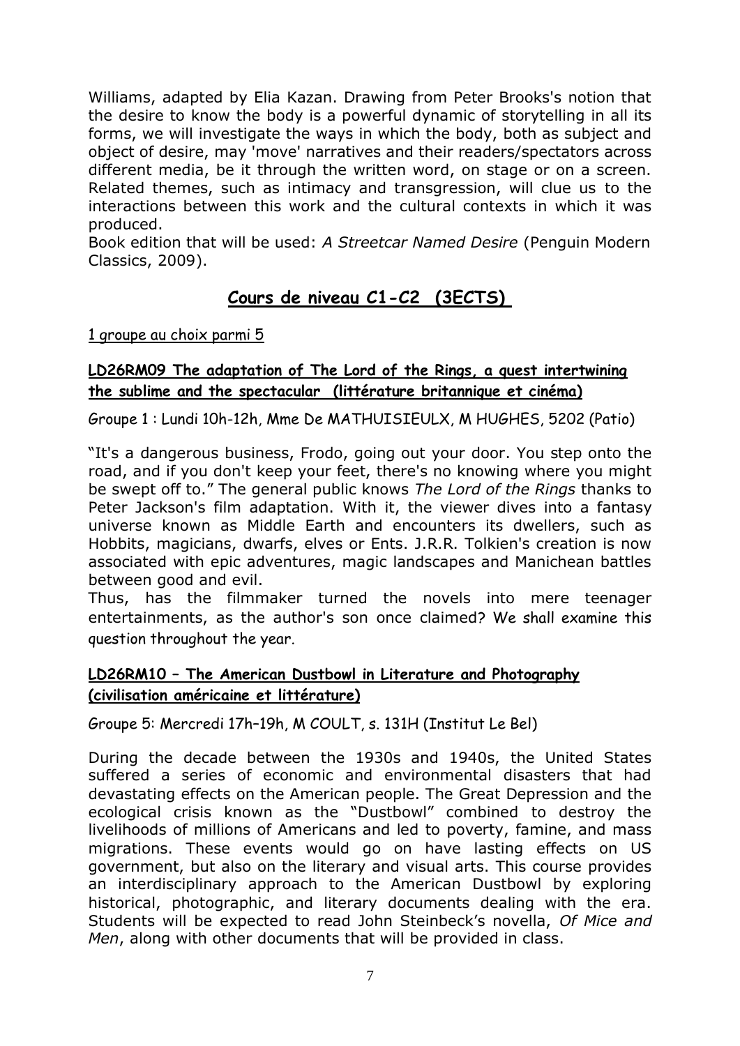Williams, adapted by Elia Kazan. Drawing from Peter Brooks's notion that the desire to know the body is a powerful dynamic of storytelling in all its forms, we will investigate the ways in which the body, both as subject and object of desire, may 'move' narratives and their readers/spectators across different media, be it through the written word, on stage or on a screen. Related themes, such as intimacy and transgression, will clue us to the interactions between this work and the cultural contexts in which it was produced.
Book edition that will be used: *A Streetcar Named Desire* (Penguin Modern Classics, 2009).

## Cours de niveau C1-C2 (3ECTS)

1 groupe au choix parmi 5

### LD26RM09 The adaptation of The Lord of the Rings, a quest intertwining the sublime and the spectacular (littérature britannique et cinéma)

Groupe 1 : Lundi 10h-12h, Mme De MATHUISIEULX, M HUGHES, 5202 (Patio)

"It's a dangerous business, Frodo, going out your door. You step onto the road, and if you don't keep your feet, there's no knowing where you might be swept off to." The general public knows *The Lord of the Rings* thanks to Peter Jackson's film adaptation. With it, the viewer dives into a fantasy universe known as Middle Earth and encounters its dwellers, such as Hobbits, magicians, dwarfs, elves or Ents. J.R.R. Tolkien's creation is now associated with epic adventures, magic landscapes and Manichean battles between good and evil.
Thus, has the filmmaker turned the novels into mere teenager entertainments, as the author's son once claimed? We shall examine this question throughout the year.

### LD26RM10 – The American Dustbowl in Literature and Photography (civilisation américaine et littérature)

Groupe 5: Mercredi 17h–19h, M COULT, s. 131H (Institut Le Bel)

During the decade between the 1930s and 1940s, the United States suffered a series of economic and environmental disasters that had devastating effects on the American people. The Great Depression and the ecological crisis known as the "Dustbowl" combined to destroy the livelihoods of millions of Americans and led to poverty, famine, and mass migrations. These events would go on have lasting effects on US government, but also on the literary and visual arts. This course provides an interdisciplinary approach to the American Dustbowl by exploring historical, photographic, and literary documents dealing with the era. Students will be expected to read John Steinbeck's novella, *Of Mice and Men*, along with other documents that will be provided in class.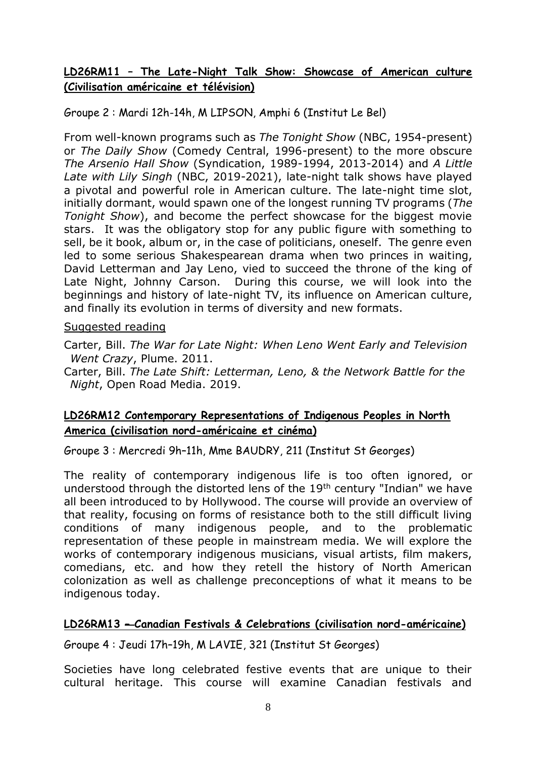**LD26RM11 – The Late-Night Talk Show: Showcase of American culture (Civilisation américaine et télévision)**

Groupe 2 : Mardi 12h-14h, M LIPSON, Amphi 6 (Institut Le Bel)

From well-known programs such as *The Tonight Show* (NBC, 1954-present) or *The Daily Show* (Comedy Central, 1996-present) to the more obscure *The Arsenio Hall Show* (Syndication, 1989-1994, 2013-2014) and *A Little Late with Lily Singh* (NBC, 2019-2021), late-night talk shows have played a pivotal and powerful role in American culture. The late-night time slot, initially dormant, would spawn one of the longest running TV programs (*The Tonight Show*), and become the perfect showcase for the biggest movie stars. It was the obligatory stop for any public figure with something to sell, be it book, album or, in the case of politicians, oneself. The genre even led to some serious Shakespearean drama when two princes in waiting, David Letterman and Jay Leno, vied to succeed the throne of the king of Late Night, Johnny Carson. During this course, we will look into the beginnings and history of late-night TV, its influence on American culture, and finally its evolution in terms of diversity and new formats.

Suggested reading

Carter, Bill. *The War for Late Night: When Leno Went Early and Television Went Crazy*, Plume. 2011.

Carter, Bill. *The Late Shift: Letterman, Leno, & the Network Battle for the Night*, Open Road Media. 2019.

**LD26RM12 Contemporary Representations of Indigenous Peoples in North America (civilisation nord-américaine et cinéma)**

Groupe 3 : Mercredi 9h–11h, Mme BAUDRY, 211 (Institut St Georges)

The reality of contemporary indigenous life is too often ignored, or understood through the distorted lens of the 19th century "Indian" we have all been introduced to by Hollywood. The course will provide an overview of that reality, focusing on forms of resistance both to the still difficult living conditions of many indigenous people, and to the problematic representation of these people in mainstream media. We will explore the works of contemporary indigenous musicians, visual artists, film makers, comedians, etc. and how they retell the history of North American colonization as well as challenge preconceptions of what it means to be indigenous today.

**LD26RM13 ––Canadian Festivals & Celebrations (civilisation nord-américaine)**

Groupe 4 : Jeudi 17h–19h, M LAVIE, 321 (Institut St Georges)

Societies have long celebrated festive events that are unique to their cultural heritage. This course will examine Canadian festivals and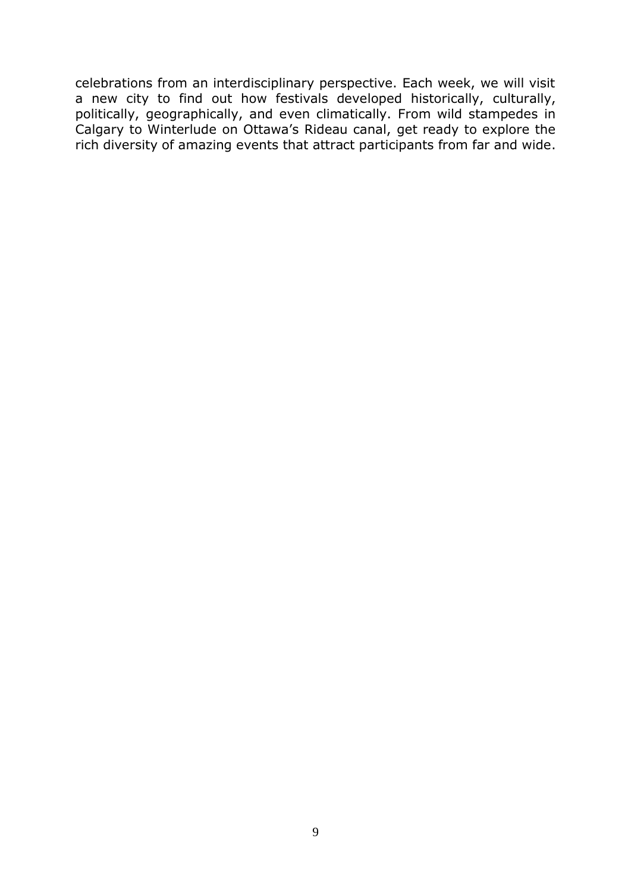celebrations from an interdisciplinary perspective. Each week, we will visit a new city to find out how festivals developed historically, culturally, politically, geographically, and even climatically. From wild stampedes in Calgary to Winterlude on Ottawa's Rideau canal, get ready to explore the rich diversity of amazing events that attract participants from far and wide.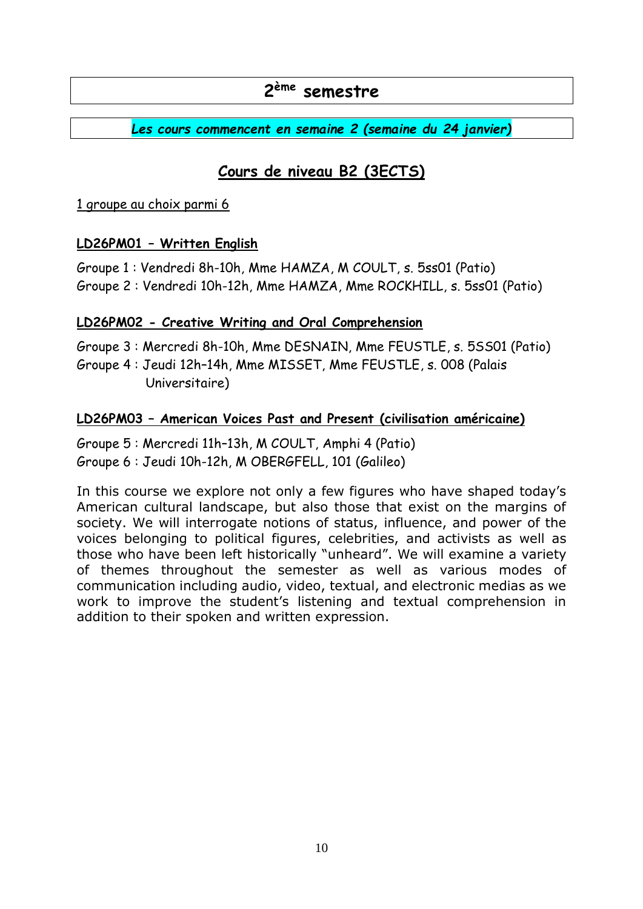# 2ème semestre

*Les cours commencent en semaine 2 (semaine du 24 janvier)*

## Cours de niveau B2 (3ECTS)

1 groupe au choix parmi 6

### LD26PM01 – Written English

Groupe 1 : Vendredi 8h-10h, Mme HAMZA, M COULT, s. 5ss01 (Patio)
Groupe 2 : Vendredi 10h-12h, Mme HAMZA, Mme ROCKHILL, s. 5ss01 (Patio)

### LD26PM02 - *Creative Writing and Oral Comprehension*

Groupe 3 : Mercredi 8h-10h, Mme DESNAIN, Mme FEUSTLE, s. 5SS01 (Patio)
Groupe 4 : Jeudi 12h–14h, Mme MISSET, Mme FEUSTLE, s. 008 (Palais Universitaire)

### LD26PM03 – American Voices Past and Present (civilisation américaine)

Groupe 5 : Mercredi 11h–13h, M COULT, Amphi 4 (Patio)
Groupe 6 : Jeudi 10h-12h, M OBERGFELL, 101 (Galileo)

In this course we explore not only a few figures who have shaped today's American cultural landscape, but also those that exist on the margins of society. We will interrogate notions of status, influence, and power of the voices belonging to political figures, celebrities, and activists as well as those who have been left historically "unheard". We will examine a variety of themes throughout the semester as well as various modes of communication including audio, video, textual, and electronic medias as we work to improve the student's listening and textual comprehension in addition to their spoken and written expression.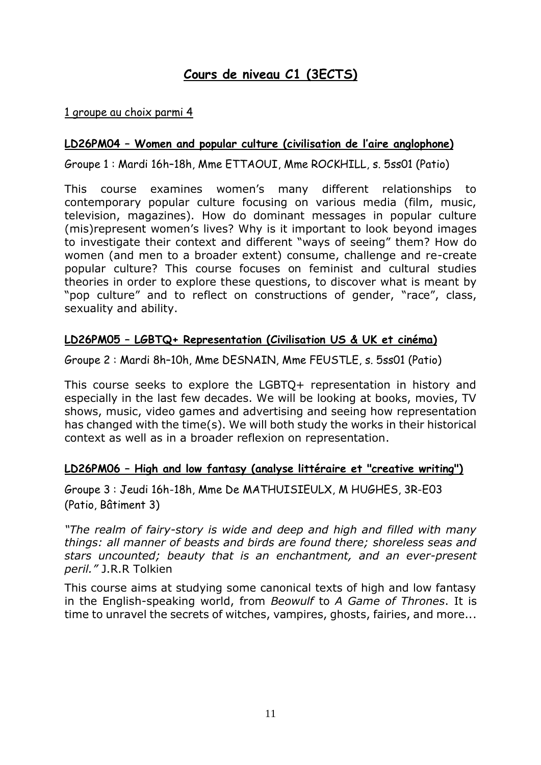# Cours de niveau C1 (3ECTS)

1 groupe au choix parmi 4

### LD26PM04 – Women and popular culture (civilisation de l'aire anglophone)

Groupe 1 : Mardi 16h–18h, Mme ETTAOUI, Mme ROCKHILL, s. 5ss01 (Patio)

This course examines women's many different relationships to contemporary popular culture focusing on various media (film, music, television, magazines). How do dominant messages in popular culture (mis)represent women's lives? Why is it important to look beyond images to investigate their context and different "ways of seeing" them? How do women (and men to a broader extent) consume, challenge and re-create popular culture? This course focuses on feminist and cultural studies theories in order to explore these questions, to discover what is meant by "pop culture" and to reflect on constructions of gender, "race", class, sexuality and ability.

### LD26PM05 – LGBTQ+ Representation (Civilisation US & UK et cinéma)

Groupe 2 : Mardi 8h–10h, Mme DESNAIN, Mme FEUSTLE, s. 5ss01 (Patio)

This course seeks to explore the LGBTQ+ representation in history and especially in the last few decades. We will be looking at books, movies, TV shows, music, video games and advertising and seeing how representation has changed with the time(s). We will both study the works in their historical context as well as in a broader reflexion on representation.

### LD26PM06 – High and low fantasy (analyse littéraire et "creative writing")

Groupe 3 : Jeudi 16h-18h, Mme De MATHUISIEULX, M HUGHES, 3R-E03 (Patio, Bâtiment 3)

*"The realm of fairy-story is wide and deep and high and filled with many things: all manner of beasts and birds are found there; shoreless seas and stars uncounted; beauty that is an enchantment, and an ever-present peril."* J.R.R Tolkien

This course aims at studying some canonical texts of high and low fantasy in the English-speaking world, from *Beowulf* to *A Game of Thrones*. It is time to unravel the secrets of witches, vampires, ghosts, fairies, and more...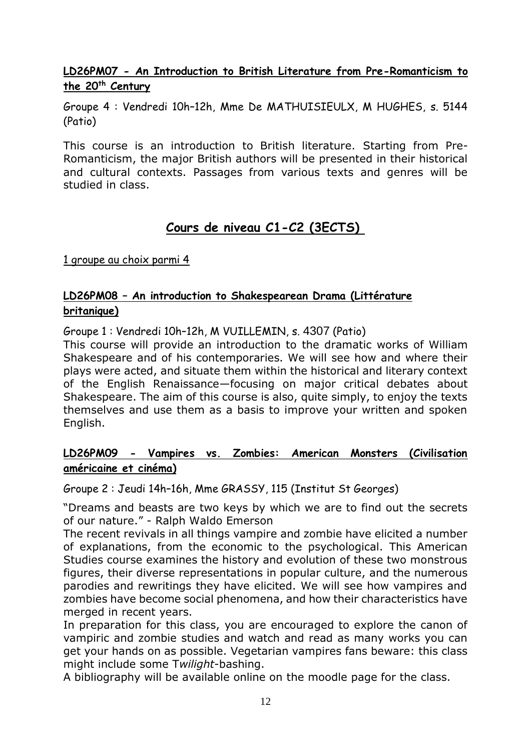**LD26PM07 - An Introduction to British Literature from Pre-Romanticism to the 20th Century**

Groupe 4 : Vendredi 10h–12h, Mme De MATHUISIEULX, M HUGHES, s. 5144 (Patio)

This course is an introduction to British literature. Starting from Pre-Romanticism, the major British authors will be presented in their historical and cultural contexts. Passages from various texts and genres will be studied in class.

## Cours de niveau C1-C2 (3ECTS)

1 groupe au choix parmi 4

**LD26PM08 – An introduction to Shakespearean Drama (Littérature britanique)**

Groupe 1 : Vendredi 10h–12h, M VUILLEMIN, s. 4307 (Patio)

This course will provide an introduction to the dramatic works of William Shakespeare and of his contemporaries. We will see how and where their plays were acted, and situate them within the historical and literary context of the English Renaissance—focusing on major critical debates about Shakespeare. The aim of this course is also, quite simply, to enjoy the texts themselves and use them as a basis to improve your written and spoken English.

**LD26PM09 - Vampires vs. Zombies: American Monsters (Civilisation américaine et cinéma)**

Groupe 2 : Jeudi 14h–16h, Mme GRASSY, 115 (Institut St Georges)

"Dreams and beasts are two keys by which we are to find out the secrets of our nature." - Ralph Waldo Emerson

The recent revivals in all things vampire and zombie have elicited a number of explanations, from the economic to the psychological. This American Studies course examines the history and evolution of these two monstrous figures, their diverse representations in popular culture, and the numerous parodies and rewritings they have elicited. We will see how vampires and zombies have become social phenomena, and how their characteristics have merged in recent years.

In preparation for this class, you are encouraged to explore the canon of vampiric and zombie studies and watch and read as many works you can get your hands on as possible. Vegetarian vampires fans beware: this class might include some T*wilight*-bashing.

A bibliography will be available online on the moodle page for the class.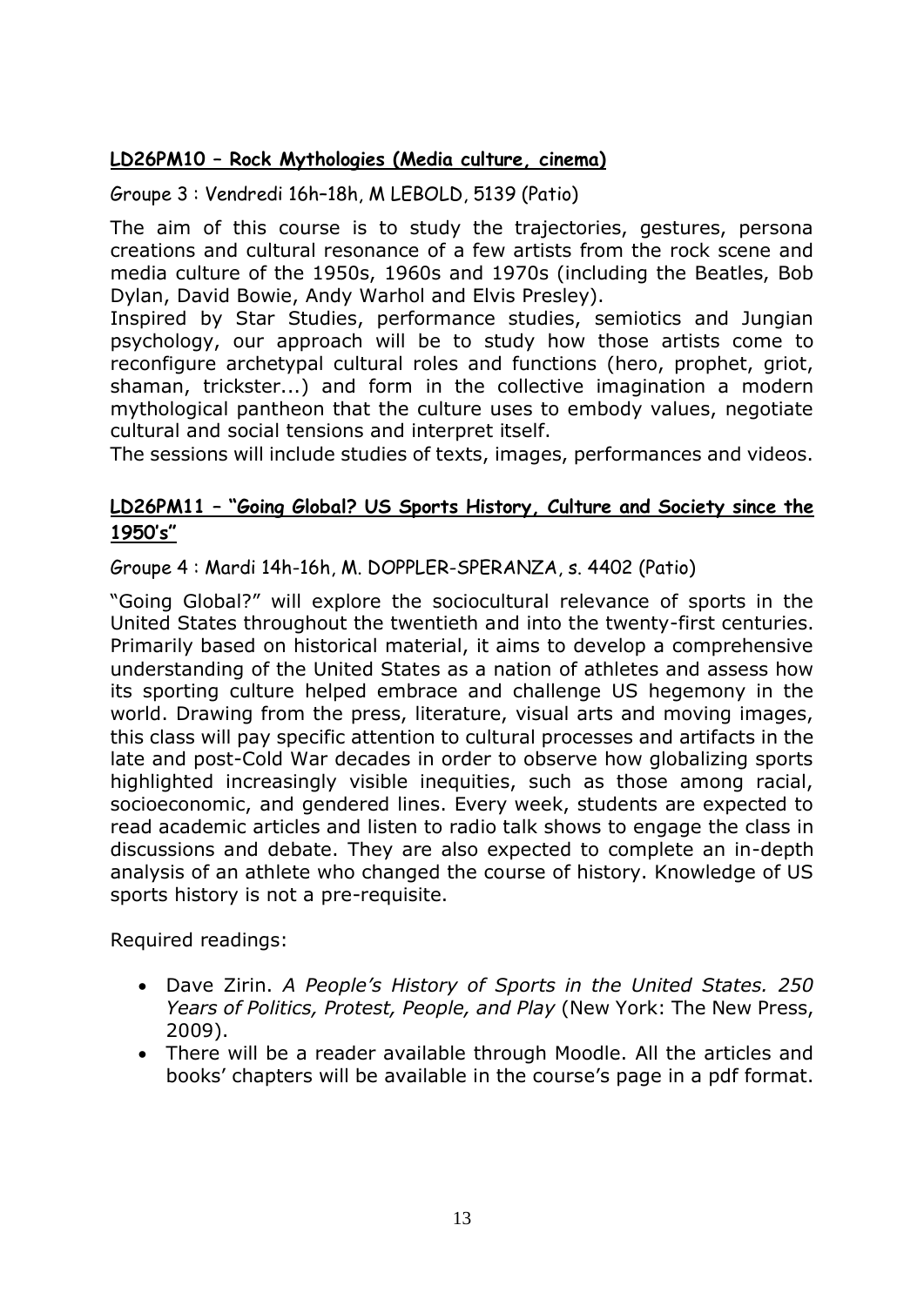### **LD26PM10 – Rock Mythologies (Media culture, cinema)**

Groupe 3 : Vendredi 16h–18h, M LEBOLD, 5139 (Patio)

The aim of this course is to study the trajectories, gestures, persona creations and cultural resonance of a few artists from the rock scene and media culture of the 1950s, 1960s and 1970s (including the Beatles, Bob Dylan, David Bowie, Andy Warhol and Elvis Presley).
Inspired by Star Studies, performance studies, semiotics and Jungian psychology, our approach will be to study how those artists come to reconfigure archetypal cultural roles and functions (hero, prophet, griot, shaman, trickster...) and form in the collective imagination a modern mythological pantheon that the culture uses to embody values, negotiate cultural and social tensions and interpret itself.
The sessions will include studies of texts, images, performances and videos.

### **LD26PM11 – "Going Global? US Sports History, Culture and Society since the 1950's"**

Groupe 4 : Mardi 14h-16h, M. DOPPLER-SPERANZA, s. 4402 (Patio)

"Going Global?" will explore the sociocultural relevance of sports in the United States throughout the twentieth and into the twenty-first centuries. Primarily based on historical material, it aims to develop a comprehensive understanding of the United States as a nation of athletes and assess how its sporting culture helped embrace and challenge US hegemony in the world. Drawing from the press, literature, visual arts and moving images, this class will pay specific attention to cultural processes and artifacts in the late and post-Cold War decades in order to observe how globalizing sports highlighted increasingly visible inequities, such as those among racial, socioeconomic, and gendered lines. Every week, students are expected to read academic articles and listen to radio talk shows to engage the class in discussions and debate. They are also expected to complete an in-depth analysis of an athlete who changed the course of history. Knowledge of US sports history is not a pre-requisite.

Required readings:

- Dave Zirin. *A People's History of Sports in the United States. 250 Years of Politics, Protest, People, and Play* (New York: The New Press, 2009).
- There will be a reader available through Moodle. All the articles and books' chapters will be available in the course's page in a pdf format.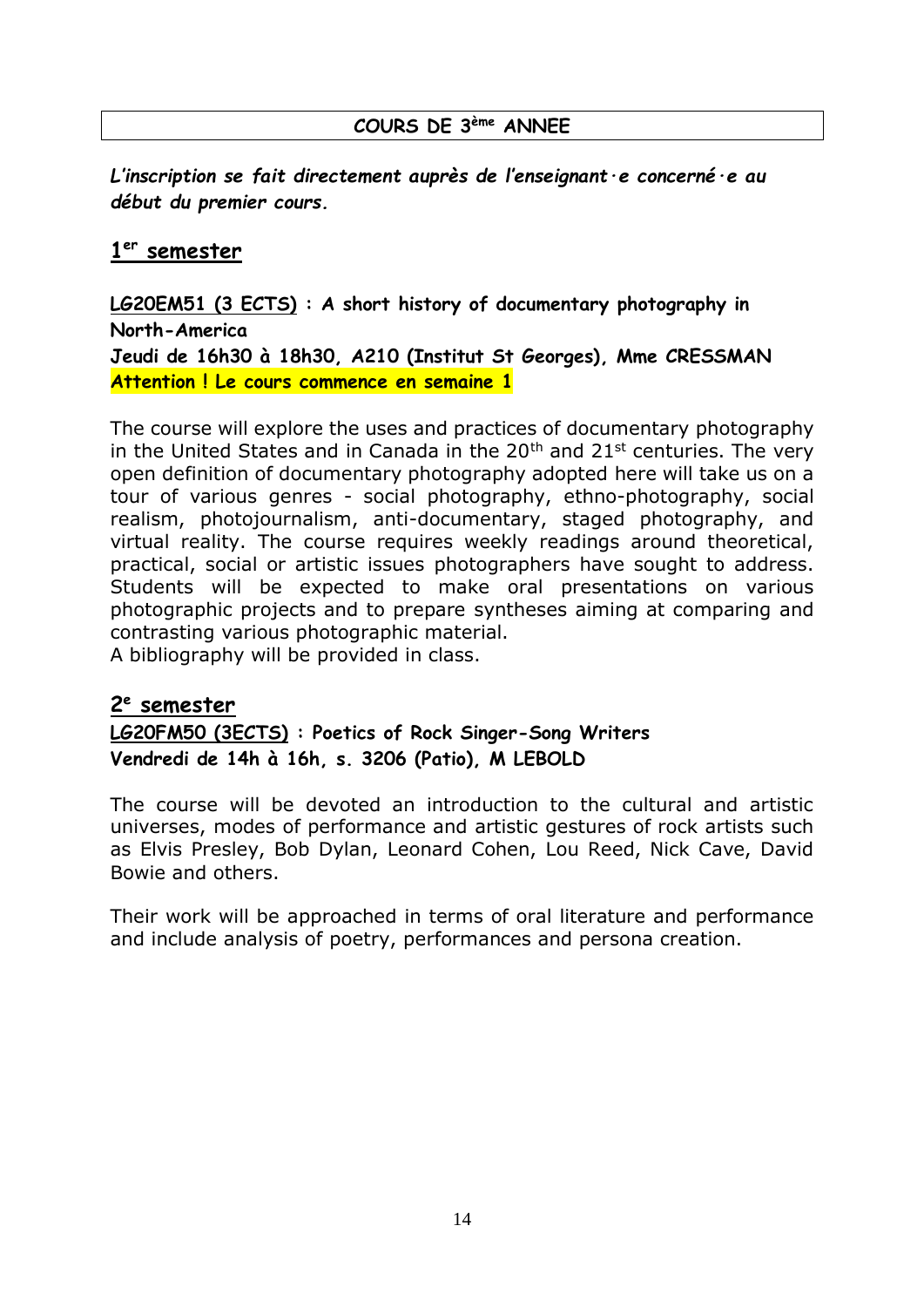## COURS DE 3ème ANNEE

***L'inscription se fait directement auprès de l'enseignant·e concerné·e au début du premier cours.***

## 1er semester

**LG20EM51 (3 ECTS) : A short history of documentary photography in North-America**
**Jeudi de 16h30 à 18h30, A210 (Institut St Georges), Mme CRESSMAN**
**Attention ! Le cours commence en semaine 1**

The course will explore the uses and practices of documentary photography in the United States and in Canada in the 20th and 21st centuries. The very open definition of documentary photography adopted here will take us on a tour of various genres - social photography, ethno-photography, social realism, photojournalism, anti-documentary, staged photography, and virtual reality. The course requires weekly readings around theoretical, practical, social or artistic issues photographers have sought to address. Students will be expected to make oral presentations on various photographic projects and to prepare syntheses aiming at comparing and contrasting various photographic material.
A bibliography will be provided in class.

## 2e semester

**LG20FM50 (3ECTS) : Poetics of Rock Singer-Song Writers**
**Vendredi de 14h à 16h, s. 3206 (Patio), M LEBOLD**

The course will be devoted an introduction to the cultural and artistic universes, modes of performance and artistic gestures of rock artists such as Elvis Presley, Bob Dylan, Leonard Cohen, Lou Reed, Nick Cave, David Bowie and others.

Their work will be approached in terms of oral literature and performance and include analysis of poetry, performances and persona creation.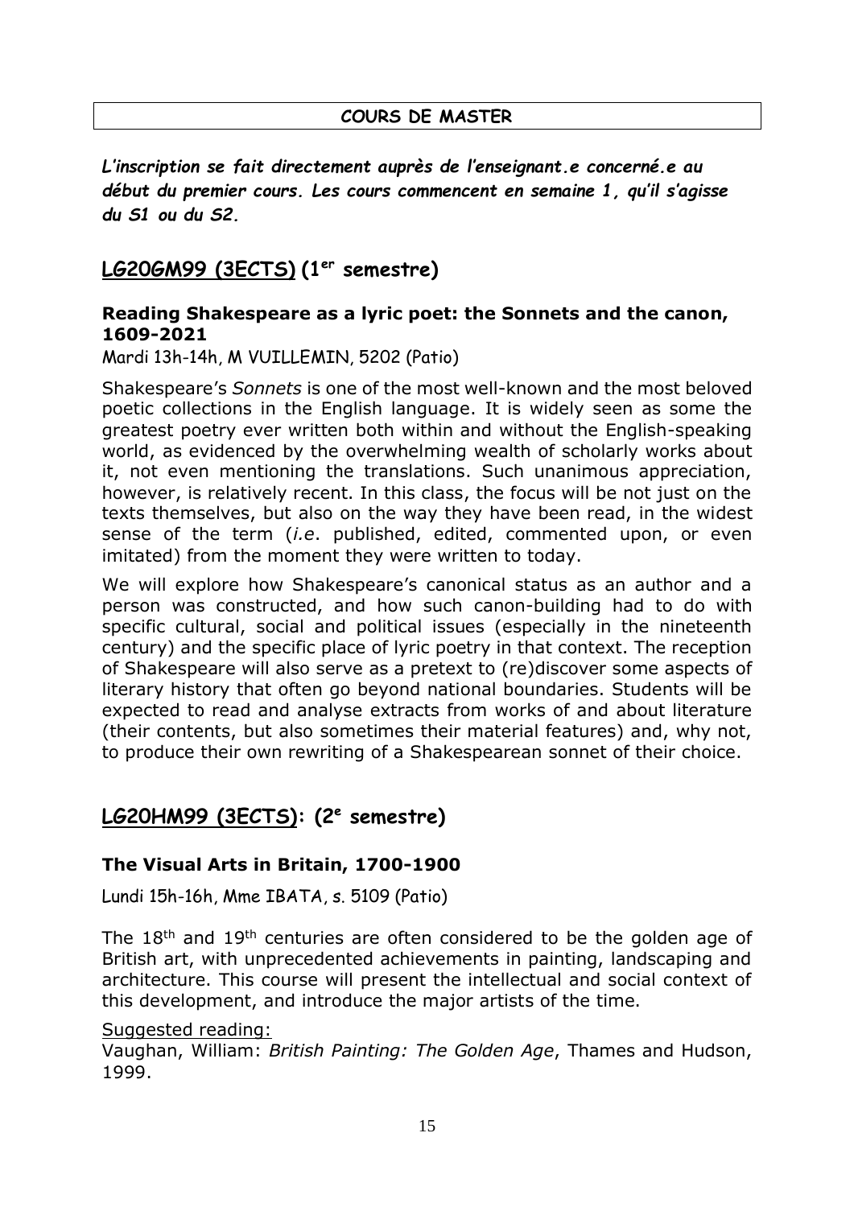**COURS DE MASTER**

***L'inscription se fait directement auprès de l'enseignant.e concerné.e au début du premier cours. Les cours commencent en semaine 1, qu'il s'agisse du S1 ou du S2.***

## LG20GM99 (3ECTS) (1er semestre)

### Reading Shakespeare as a lyric poet: the Sonnets and the canon, 1609-2021

Mardi 13h-14h, M VUILLEMIN, 5202 (Patio)

Shakespeare's *Sonnets* is one of the most well-known and the most beloved poetic collections in the English language. It is widely seen as some the greatest poetry ever written both within and without the English-speaking world, as evidenced by the overwhelming wealth of scholarly works about it, not even mentioning the translations. Such unanimous appreciation, however, is relatively recent. In this class, the focus will be not just on the texts themselves, but also on the way they have been read, in the widest sense of the term (*i.e*. published, edited, commented upon, or even imitated) from the moment they were written to today.

We will explore how Shakespeare's canonical status as an author and a person was constructed, and how such canon-building had to do with specific cultural, social and political issues (especially in the nineteenth century) and the specific place of lyric poetry in that context. The reception of Shakespeare will also serve as a pretext to (re)discover some aspects of literary history that often go beyond national boundaries. Students will be expected to read and analyse extracts from works of and about literature (their contents, but also sometimes their material features) and, why not, to produce their own rewriting of a Shakespearean sonnet of their choice.

## LG20HM99 (3ECTS): (2e semestre)

### The Visual Arts in Britain, 1700-1900

Lundi 15h-16h, Mme IBATA, s. 5109 (Patio)

The 18th and 19th centuries are often considered to be the golden age of British art, with unprecedented achievements in painting, landscaping and architecture. This course will present the intellectual and social context of this development, and introduce the major artists of the time.

Suggested reading:
Vaughan, William: *British Painting: The Golden Age*, Thames and Hudson, 1999.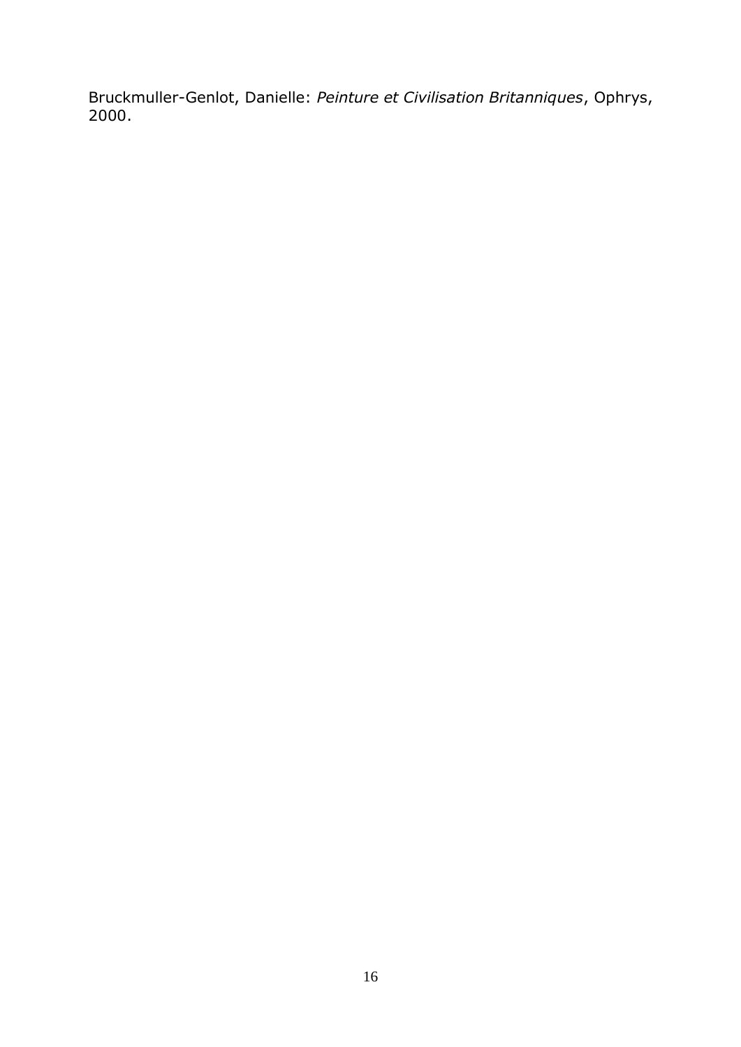Bruckmuller-Genlot, Danielle: *Peinture et Civilisation Britanniques*, Ophrys, 2000.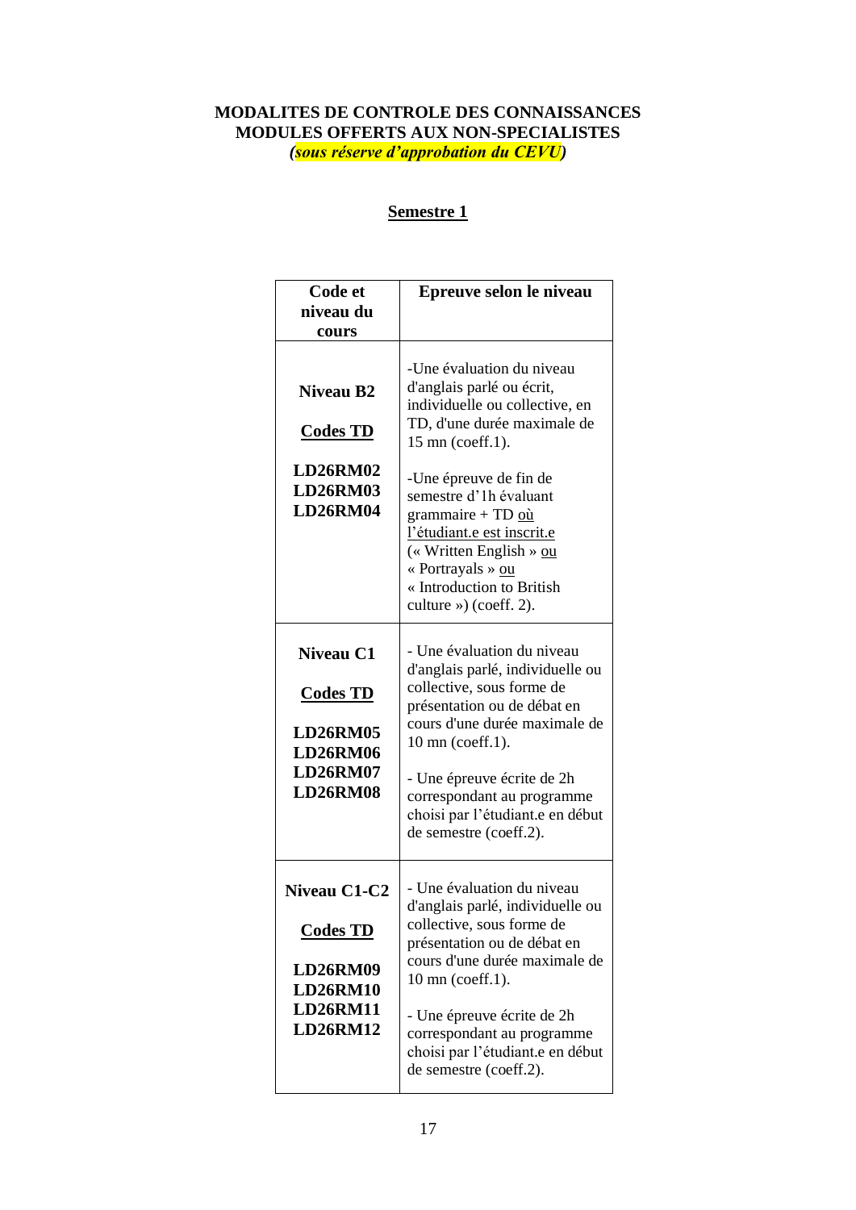**MODALITES DE CONTROLE DES CONNAISSANCES**
**MODULES OFFERTS AUX NON-SPECIALISTES**
***(sous réserve d'approbation du CEVU)***

## Semestre 1

| Code et niveau du cours | Epreuve selon le niveau |
|---|---|
| **Niveau B2**<br><br>**Codes TD**<br><br>**LD26RM02**<br>**LD26RM03**<br>**LD26RM04** | -Une évaluation du niveau d'anglais parlé ou écrit, individuelle ou collective, en TD, d'une durée maximale de 15 mn (coeff.1).<br><br>-Une épreuve de fin de semestre d'1h évaluant grammaire + TD où l'étudiant.e est inscrit.e (« Written English » ou « Portrayals » ou « Introduction to British culture ») (coeff. 2). |
| **Niveau C1**<br><br>**Codes TD**<br><br>**LD26RM05**<br>**LD26RM06**<br>**LD26RM07**<br>**LD26RM08** | - Une évaluation du niveau d'anglais parlé, individuelle ou collective, sous forme de présentation ou de débat en cours d'une durée maximale de 10 mn (coeff.1).<br><br>- Une épreuve écrite de 2h correspondant au programme choisi par l'étudiant.e en début de semestre (coeff.2). |
| **Niveau C1-C2**<br><br>**Codes TD**<br><br>**LD26RM09**<br>**LD26RM10**<br>**LD26RM11**<br>**LD26RM12** | - Une évaluation du niveau d'anglais parlé, individuelle ou collective, sous forme de présentation ou de débat en cours d'une durée maximale de 10 mn (coeff.1).<br><br>- Une épreuve écrite de 2h correspondant au programme choisi par l'étudiant.e en début de semestre (coeff.2). |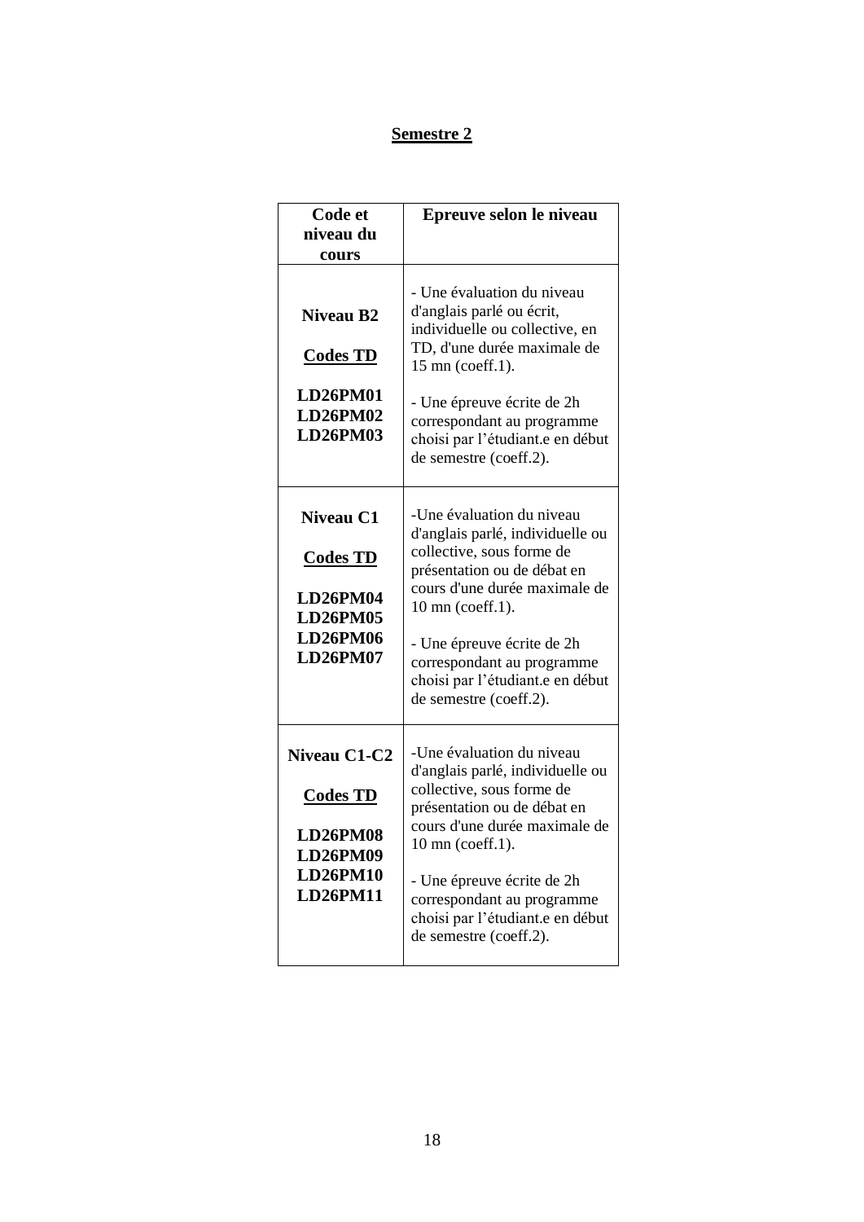## Semestre 2

| Code et niveau du cours | Epreuve selon le niveau |
|---|---|
| **Niveau B2**<br><br>**Codes TD**<br><br>**LD26PM01**<br>**LD26PM02**<br>**LD26PM03** | - Une évaluation du niveau d'anglais parlé ou écrit, individuelle ou collective, en TD, d'une durée maximale de 15 mn (coeff.1).<br><br>- Une épreuve écrite de 2h correspondant au programme choisi par l'étudiant.e en début de semestre (coeff.2). |
| **Niveau C1**<br><br>**Codes TD**<br><br>**LD26PM04**<br>**LD26PM05**<br>**LD26PM06**<br>**LD26PM07** | -Une évaluation du niveau d'anglais parlé, individuelle ou collective, sous forme de présentation ou de débat en cours d'une durée maximale de 10 mn (coeff.1).<br><br>- Une épreuve écrite de 2h correspondant au programme choisi par l'étudiant.e en début de semestre (coeff.2). |
| **Niveau C1-C2**<br><br>**Codes TD**<br><br>**LD26PM08**<br>**LD26PM09**<br>**LD26PM10**<br>**LD26PM11** | -Une évaluation du niveau d'anglais parlé, individuelle ou collective, sous forme de présentation ou de débat en cours d'une durée maximale de 10 mn (coeff.1).<br><br>- Une épreuve écrite de 2h correspondant au programme choisi par l'étudiant.e en début de semestre (coeff.2). |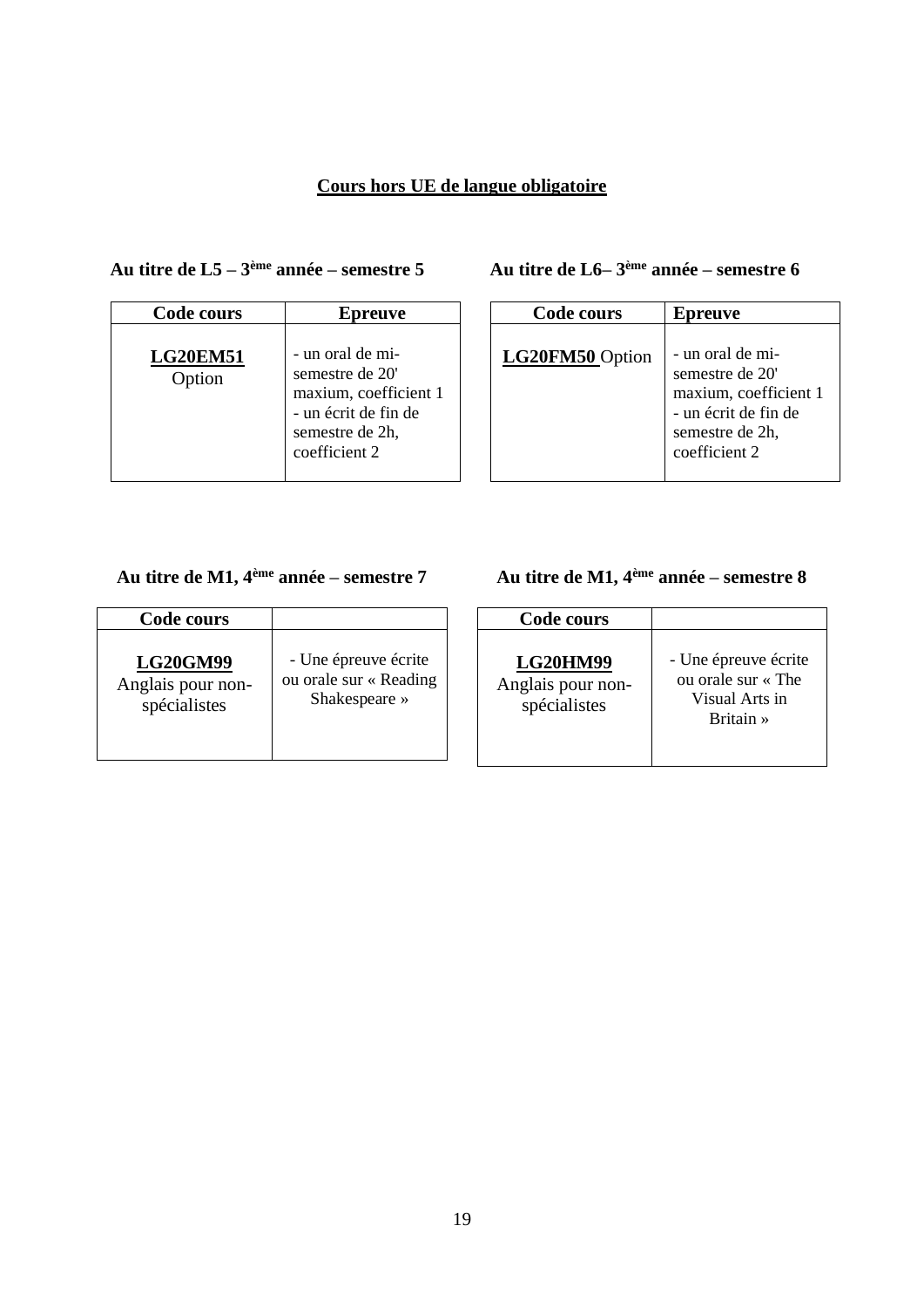**Cours hors UE de langue obligatoire**

**Au titre de L5 – 3ème année – semestre 5**

| Code cours | Epreuve |
|---|---|
| **LG20EM51** Option | - un oral de mi-semestre de 20' maxium, coefficient 1<br>- un écrit de fin de semestre de 2h, coefficient 2 |

**Au titre de L6– 3ème année – semestre 6**

| Code cours | Epreuve |
|---|---|
| **LG20FM50** Option | - un oral de mi-semestre de 20' maxium, coefficient 1<br>- un écrit de fin de semestre de 2h, coefficient 2 |

**Au titre de M1, 4ème année – semestre 7**

| Code cours | |
|---|---|
| **LG20GM99** Anglais pour non-spécialistes | - Une épreuve écrite ou orale sur « Reading Shakespeare » |

**Au titre de M1, 4ème année – semestre 8**

| Code cours | |
|---|---|
| **LG20HM99** Anglais pour non-spécialistes | - Une épreuve écrite ou orale sur « The Visual Arts in Britain » |